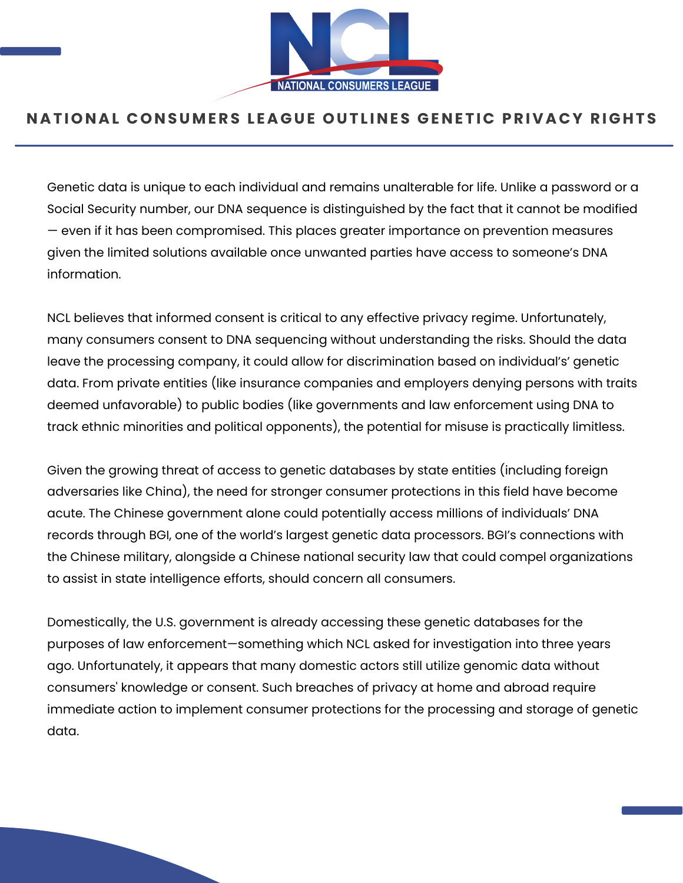# NATIONAL CONSUMERS LEAGUE OUTLINES GENETIC PRIVACY RIGHTS

Genetic data is unique to each individual and remains unalterable for life. Unlike a password or a Social Security number, our DNA sequence is distinguished by the fact that it cannot be modified — even if it has been compromised. This places greater importance on prevention measures given the limited solutions available once unwanted parties have access to someone's DNA information.

NCL believes that informed consent is critical to any effective privacy regime. Unfortunately, many consumers consent to DNA sequencing without understanding the risks. Should the data leave the processing company, it could allow for discrimination based on individual's' genetic data. From private entities (like insurance companies and employers denying persons with traits deemed unfavorable) to public bodies (like governments and law enforcement using DNA to track ethnic minorities and political opponents), the potential for misuse is practically limitless.

Given the growing threat of access to genetic databases by state entities (including foreign adversaries like China), the need for stronger consumer protections in this field have become acute. The Chinese government alone could potentially access millions of individuals' DNA records through BGI, one of the world's largest genetic data processors. BGI's connections with the Chinese military, alongside a Chinese national security law that could compel organizations to assist in state intelligence efforts, should concern all consumers.

Domestically, the U.S. government is already accessing these genetic databases for the purposes of law enforcement—something which NCL asked for investigation into three years ago. Unfortunately, it appears that many domestic actors still utilize genomic data without consumers' knowledge or consent. Such breaches of privacy at home and abroad require immediate action to implement consumer protections for the processing and storage of genetic data.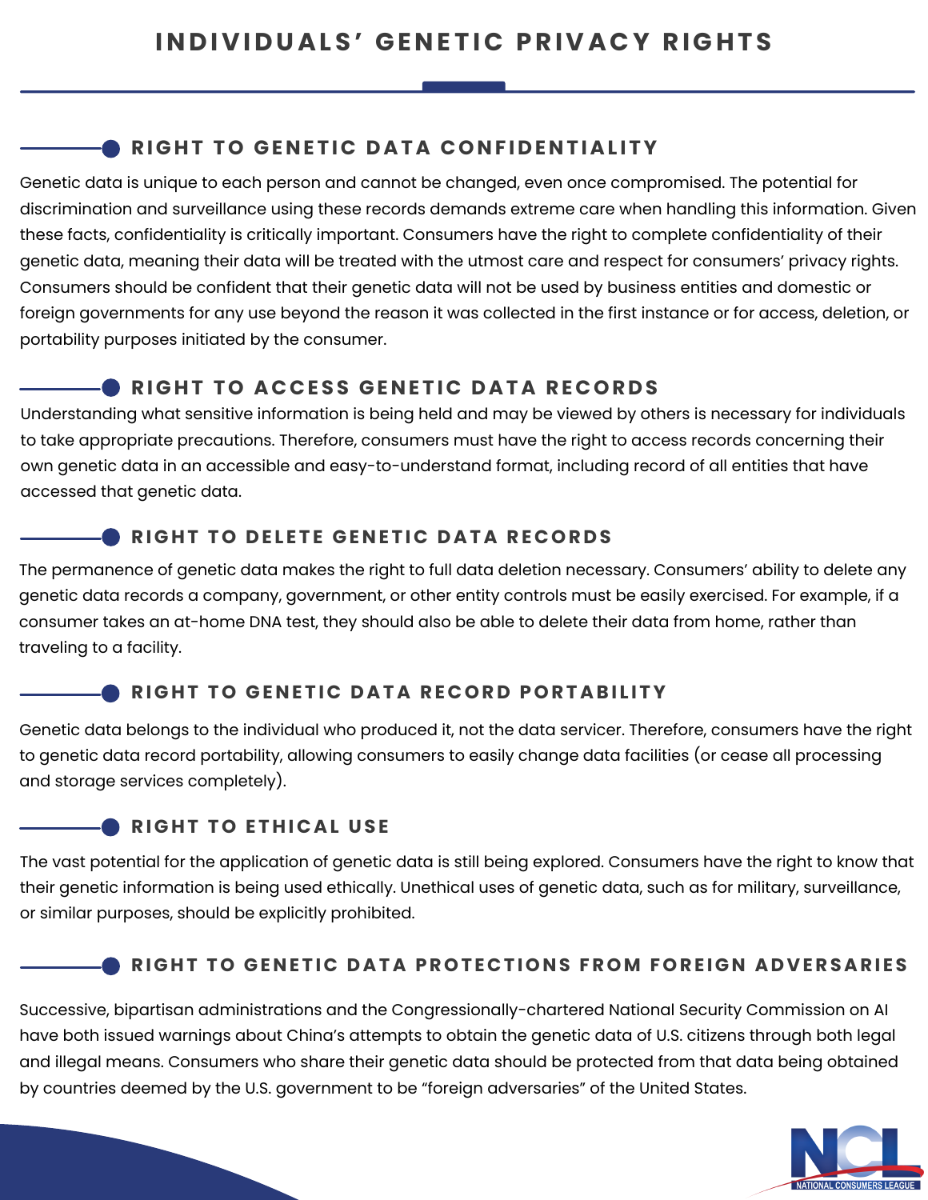# INDIVIDUALS' GENETIC PRIVACY RIGHTS

## RIGHT TO GENETIC DATA CONFIDENTIALITY

Genetic data is unique to each person and cannot be changed, even once compromised. The potential for discrimination and surveillance using these records demands extreme care when handling this information. Given these facts, confidentiality is critically important. Consumers have the right to complete confidentiality of their genetic data, meaning their data will be treated with the utmost care and respect for consumers' privacy rights. Consumers should be confident that their genetic data will not be used by business entities and domestic or foreign governments for any use beyond the reason it was collected in the first instance or for access, deletion, or portability purposes initiated by the consumer.

## RIGHT TO ACCESS GENETIC DATA RECORDS

Understanding what sensitive information is being held and may be viewed by others is necessary for individuals to take appropriate precautions. Therefore, consumers must have the right to access records concerning their own genetic data in an accessible and easy-to-understand format, including record of all entities that have accessed that genetic data.

## RIGHT TO DELETE GENETIC DATA RECORDS

The permanence of genetic data makes the right to full data deletion necessary. Consumers' ability to delete any genetic data records a company, government, or other entity controls must be easily exercised. For example, if a consumer takes an at-home DNA test, they should also be able to delete their data from home, rather than traveling to a facility.

## RIGHT TO GENETIC DATA RECORD PORTABILITY

Genetic data belongs to the individual who produced it, not the data servicer. Therefore, consumers have the right to genetic data record portability, allowing consumers to easily change data facilities (or cease all processing and storage services completely).

## RIGHT TO ETHICAL USE

The vast potential for the application of genetic data is still being explored. Consumers have the right to know that their genetic information is being used ethically. Unethical uses of genetic data, such as for military, surveillance, or similar purposes, should be explicitly prohibited.

## RIGHT TO GENETIC DATA PROTECTIONS FROM FOREIGN ADVERSARIES

Successive, bipartisan administrations and the Congressionally-chartered National Security Commission on AI have both issued warnings about China's attempts to obtain the genetic data of U.S. citizens through both legal and illegal means. Consumers who share their genetic data should be protected from that data being obtained by countries deemed by the U.S. government to be "foreign adversaries" of the United States.

NCL
NATIONAL CONSUMERS LEAGUE